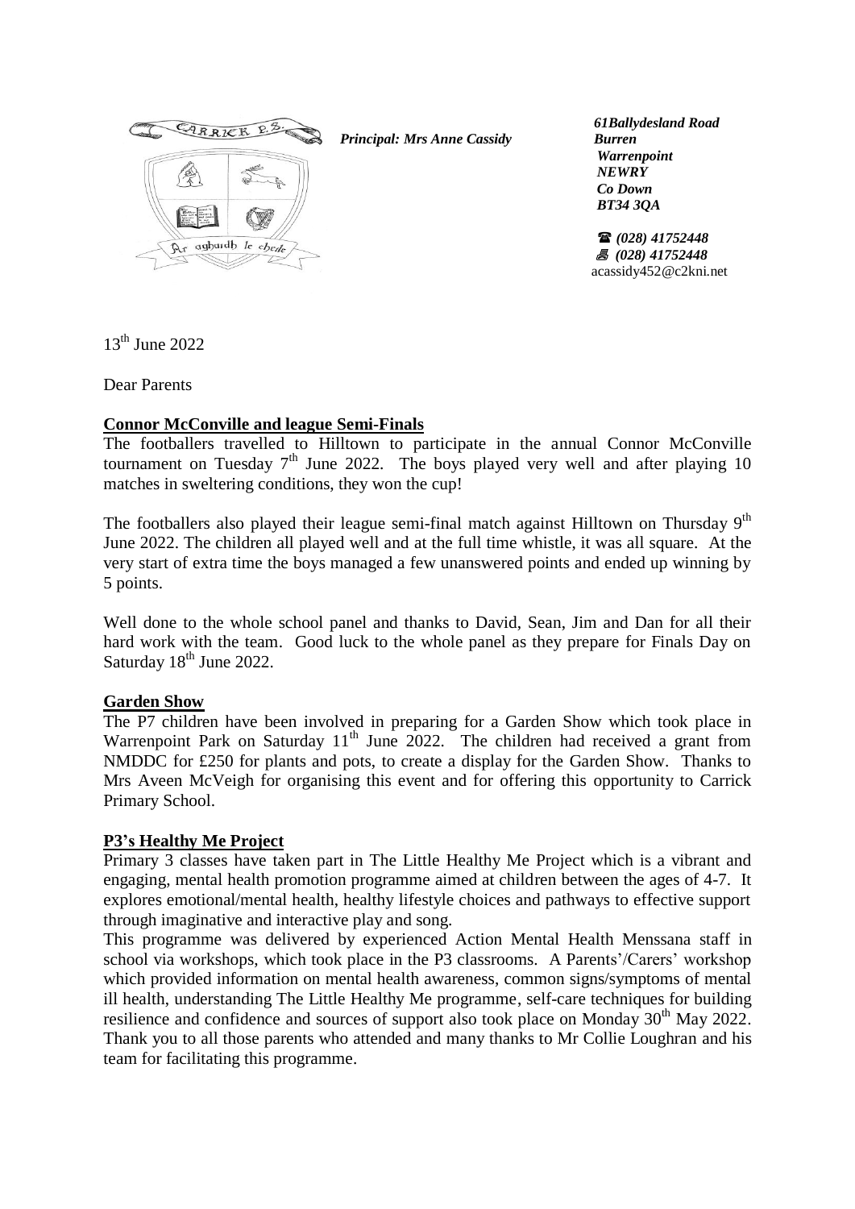*Principal: Mrs Anne Cassidy*

*61Ballydesland Road*
*Burren*
*Warrenpoint*
*NEWRY*
*Co Down*
*BT34 3QA*

☎ *(028) 41752448*
🖷 *(028) 41752448*
acassidy452@c2kni.net

13th June 2022

Dear Parents

**Connor McConville and league Semi-Finals**

The footballers travelled to Hilltown to participate in the annual Connor McConville tournament on Tuesday 7th June 2022. The boys played very well and after playing 10 matches in sweltering conditions, they won the cup!

The footballers also played their league semi-final match against Hilltown on Thursday 9th June 2022. The children all played well and at the full time whistle, it was all square. At the very start of extra time the boys managed a few unanswered points and ended up winning by 5 points.

Well done to the whole school panel and thanks to David, Sean, Jim and Dan for all their hard work with the team. Good luck to the whole panel as they prepare for Finals Day on Saturday 18th June 2022.

**Garden Show**

The P7 children have been involved in preparing for a Garden Show which took place in Warrenpoint Park on Saturday 11th June 2022. The children had received a grant from NMDDC for £250 for plants and pots, to create a display for the Garden Show. Thanks to Mrs Aveen McVeigh for organising this event and for offering this opportunity to Carrick Primary School.

**P3's Healthy Me Project**

Primary 3 classes have taken part in The Little Healthy Me Project which is a vibrant and engaging, mental health promotion programme aimed at children between the ages of 4-7. It explores emotional/mental health, healthy lifestyle choices and pathways to effective support through imaginative and interactive play and song.

This programme was delivered by experienced Action Mental Health Menssana staff in school via workshops, which took place in the P3 classrooms. A Parents'/Carers' workshop which provided information on mental health awareness, common signs/symptoms of mental ill health, understanding The Little Healthy Me programme, self-care techniques for building resilience and confidence and sources of support also took place on Monday 30th May 2022. Thank you to all those parents who attended and many thanks to Mr Collie Loughran and his team for facilitating this programme.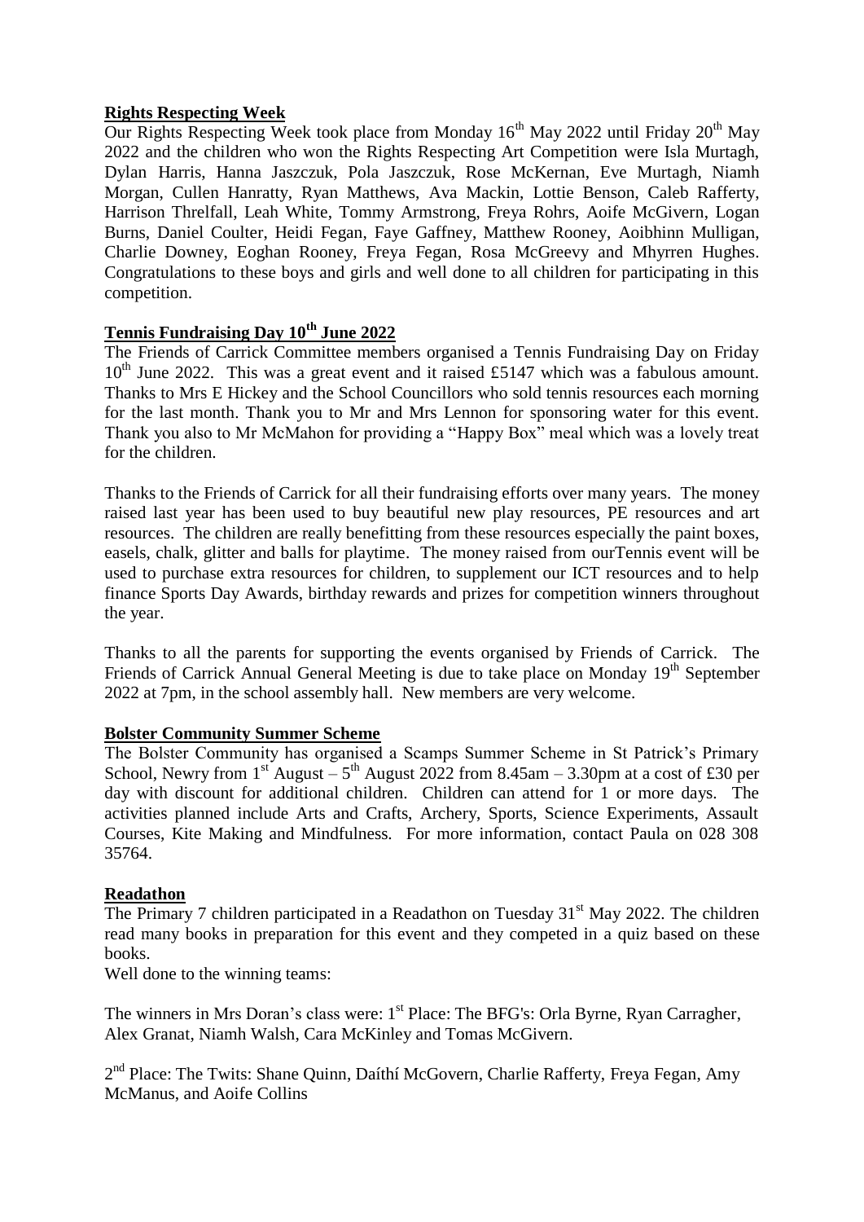**Rights Respecting Week**

Our Rights Respecting Week took place from Monday 16th May 2022 until Friday 20th May 2022 and the children who won the Rights Respecting Art Competition were Isla Murtagh, Dylan Harris, Hanna Jaszczuk, Pola Jaszczuk, Rose McKernan, Eve Murtagh, Niamh Morgan, Cullen Hanratty, Ryan Matthews, Ava Mackin, Lottie Benson, Caleb Rafferty, Harrison Threlfall, Leah White, Tommy Armstrong, Freya Rohrs, Aoife McGivern, Logan Burns, Daniel Coulter, Heidi Fegan, Faye Gaffney, Matthew Rooney, Aoibhinn Mulligan, Charlie Downey, Eoghan Rooney, Freya Fegan, Rosa McGreevy and Mhyrren Hughes. Congratulations to these boys and girls and well done to all children for participating in this competition.

**Tennis Fundraising Day 10th June 2022**

The Friends of Carrick Committee members organised a Tennis Fundraising Day on Friday 10th June 2022. This was a great event and it raised £5147 which was a fabulous amount. Thanks to Mrs E Hickey and the School Councillors who sold tennis resources each morning for the last month. Thank you to Mr and Mrs Lennon for sponsoring water for this event. Thank you also to Mr McMahon for providing a "Happy Box" meal which was a lovely treat for the children.

Thanks to the Friends of Carrick for all their fundraising efforts over many years. The money raised last year has been used to buy beautiful new play resources, PE resources and art resources. The children are really benefitting from these resources especially the paint boxes, easels, chalk, glitter and balls for playtime. The money raised from ourTennis event will be used to purchase extra resources for children, to supplement our ICT resources and to help finance Sports Day Awards, birthday rewards and prizes for competition winners throughout the year.

Thanks to all the parents for supporting the events organised by Friends of Carrick. The Friends of Carrick Annual General Meeting is due to take place on Monday 19th September 2022 at 7pm, in the school assembly hall. New members are very welcome.

**Bolster Community Summer Scheme**

The Bolster Community has organised a Scamps Summer Scheme in St Patrick's Primary School, Newry from 1st August – 5th August 2022 from 8.45am – 3.30pm at a cost of £30 per day with discount for additional children. Children can attend for 1 or more days. The activities planned include Arts and Crafts, Archery, Sports, Science Experiments, Assault Courses, Kite Making and Mindfulness. For more information, contact Paula on 028 308 35764.

**Readathon**

The Primary 7 children participated in a Readathon on Tuesday 31st May 2022. The children read many books in preparation for this event and they competed in a quiz based on these books.

Well done to the winning teams:

The winners in Mrs Doran's class were: 1st Place: The BFG's: Orla Byrne, Ryan Carragher, Alex Granat, Niamh Walsh, Cara McKinley and Tomas McGivern.

2nd Place: The Twits: Shane Quinn, Daíthí McGovern, Charlie Rafferty, Freya Fegan, Amy McManus, and Aoife Collins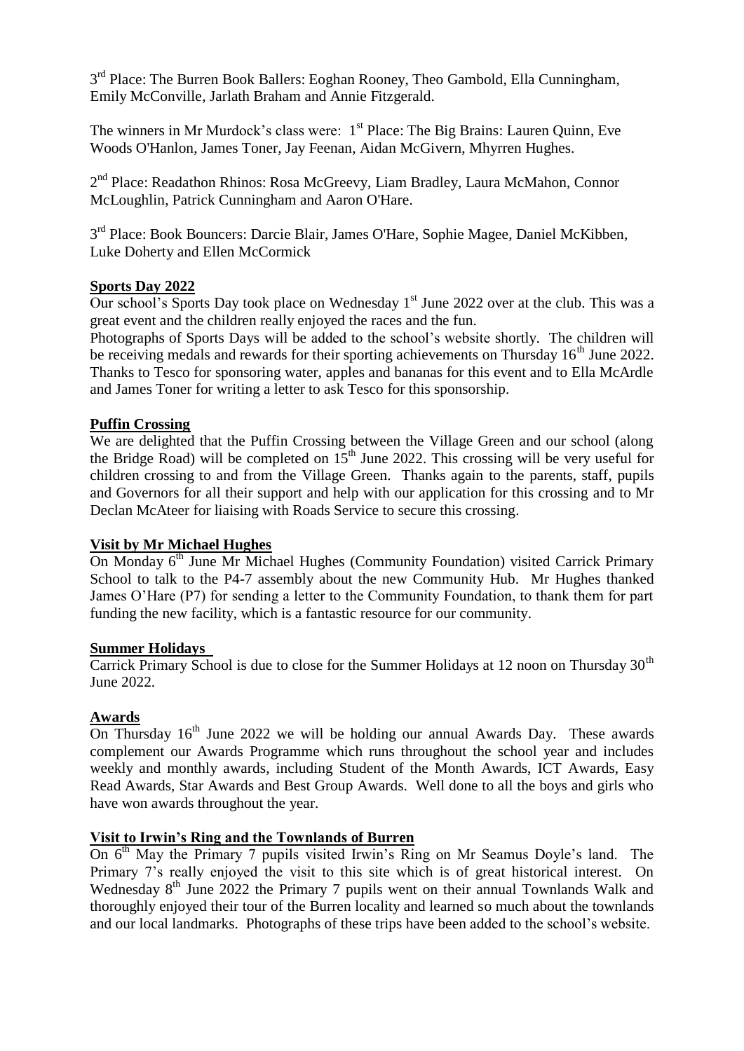3rd Place: The Burren Book Ballers: Eoghan Rooney, Theo Gambold, Ella Cunningham, Emily McConville, Jarlath Braham and Annie Fitzgerald.

The winners in Mr Murdock's class were: 1st Place: The Big Brains: Lauren Quinn, Eve Woods O'Hanlon, James Toner, Jay Feenan, Aidan McGivern, Mhyrren Hughes.

2nd Place: Readathon Rhinos: Rosa McGreevy, Liam Bradley, Laura McMahon, Connor McLoughlin, Patrick Cunningham and Aaron O'Hare.

3rd Place: Book Bouncers: Darcie Blair, James O'Hare, Sophie Magee, Daniel McKibben, Luke Doherty and Ellen McCormick

## Sports Day 2022

Our school's Sports Day took place on Wednesday 1st June 2022 over at the club. This was a great event and the children really enjoyed the races and the fun.

Photographs of Sports Days will be added to the school's website shortly. The children will be receiving medals and rewards for their sporting achievements on Thursday 16th June 2022. Thanks to Tesco for sponsoring water, apples and bananas for this event and to Ella McArdle and James Toner for writing a letter to ask Tesco for this sponsorship.

## Puffin Crossing

We are delighted that the Puffin Crossing between the Village Green and our school (along the Bridge Road) will be completed on 15th June 2022. This crossing will be very useful for children crossing to and from the Village Green. Thanks again to the parents, staff, pupils and Governors for all their support and help with our application for this crossing and to Mr Declan McAteer for liaising with Roads Service to secure this crossing.

## Visit by Mr Michael Hughes

On Monday 6th June Mr Michael Hughes (Community Foundation) visited Carrick Primary School to talk to the P4-7 assembly about the new Community Hub. Mr Hughes thanked James O'Hare (P7) for sending a letter to the Community Foundation, to thank them for part funding the new facility, which is a fantastic resource for our community.

## Summer Holidays

Carrick Primary School is due to close for the Summer Holidays at 12 noon on Thursday 30th June 2022.

## Awards

On Thursday 16th June 2022 we will be holding our annual Awards Day. These awards complement our Awards Programme which runs throughout the school year and includes weekly and monthly awards, including Student of the Month Awards, ICT Awards, Easy Read Awards, Star Awards and Best Group Awards. Well done to all the boys and girls who have won awards throughout the year.

## Visit to Irwin's Ring and the Townlands of Burren

On 6th May the Primary 7 pupils visited Irwin's Ring on Mr Seamus Doyle's land. The Primary 7's really enjoyed the visit to this site which is of great historical interest. On Wednesday 8th June 2022 the Primary 7 pupils went on their annual Townlands Walk and thoroughly enjoyed their tour of the Burren locality and learned so much about the townlands and our local landmarks. Photographs of these trips have been added to the school's website.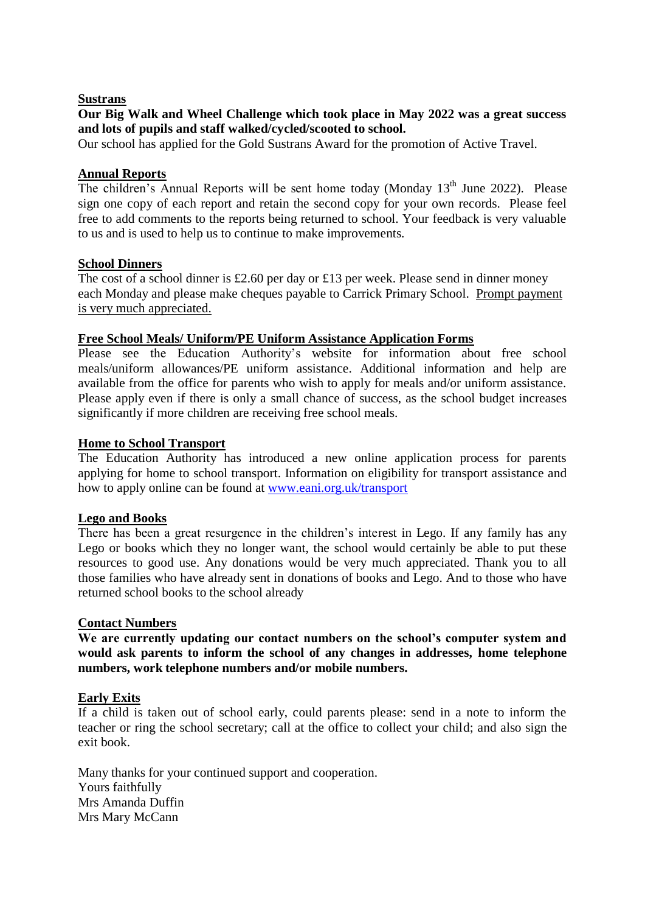**Sustrans**

**Our Big Walk and Wheel Challenge which took place in May 2022 was a great success and lots of pupils and staff walked/cycled/scooted to school.**

Our school has applied for the Gold Sustrans Award for the promotion of Active Travel.

**Annual Reports**

The children's Annual Reports will be sent home today (Monday 13th June 2022). Please sign one copy of each report and retain the second copy for your own records. Please feel free to add comments to the reports being returned to school. Your feedback is very valuable to us and is used to help us to continue to make improvements.

**School Dinners**

The cost of a school dinner is £2.60 per day or £13 per week. Please send in dinner money each Monday and please make cheques payable to Carrick Primary School. Prompt payment is very much appreciated.

**Free School Meals/ Uniform/PE Uniform Assistance Application Forms**

Please see the Education Authority's website for information about free school meals/uniform allowances/PE uniform assistance. Additional information and help are available from the office for parents who wish to apply for meals and/or uniform assistance. Please apply even if there is only a small chance of success, as the school budget increases significantly if more children are receiving free school meals.

**Home to School Transport**

The Education Authority has introduced a new online application process for parents applying for home to school transport. Information on eligibility for transport assistance and how to apply online can be found at www.eani.org.uk/transport

**Lego and Books**

There has been a great resurgence in the children's interest in Lego. If any family has any Lego or books which they no longer want, the school would certainly be able to put these resources to good use. Any donations would be very much appreciated. Thank you to all those families who have already sent in donations of books and Lego. And to those who have returned school books to the school already

**Contact Numbers**

**We are currently updating our contact numbers on the school's computer system and would ask parents to inform the school of any changes in addresses, home telephone numbers, work telephone numbers and/or mobile numbers.**

**Early Exits**

If a child is taken out of school early, could parents please: send in a note to inform the teacher or ring the school secretary; call at the office to collect your child; and also sign the exit book.

Many thanks for your continued support and cooperation.
Yours faithfully
Mrs Amanda Duffin
Mrs Mary McCann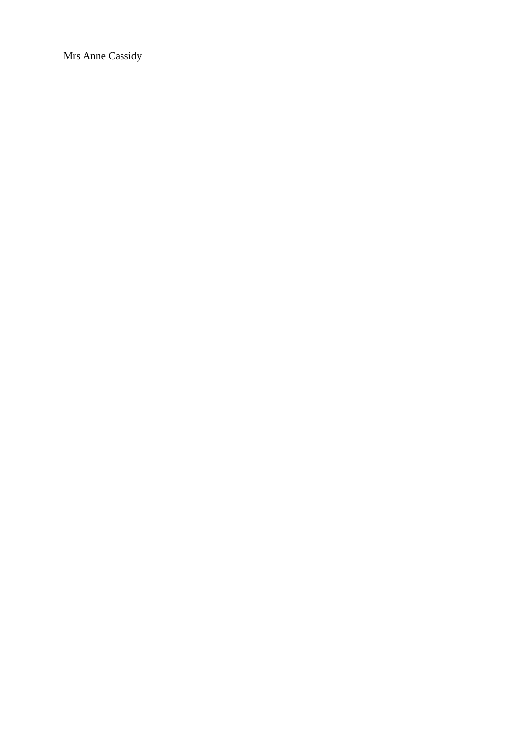Mrs Anne Cassidy